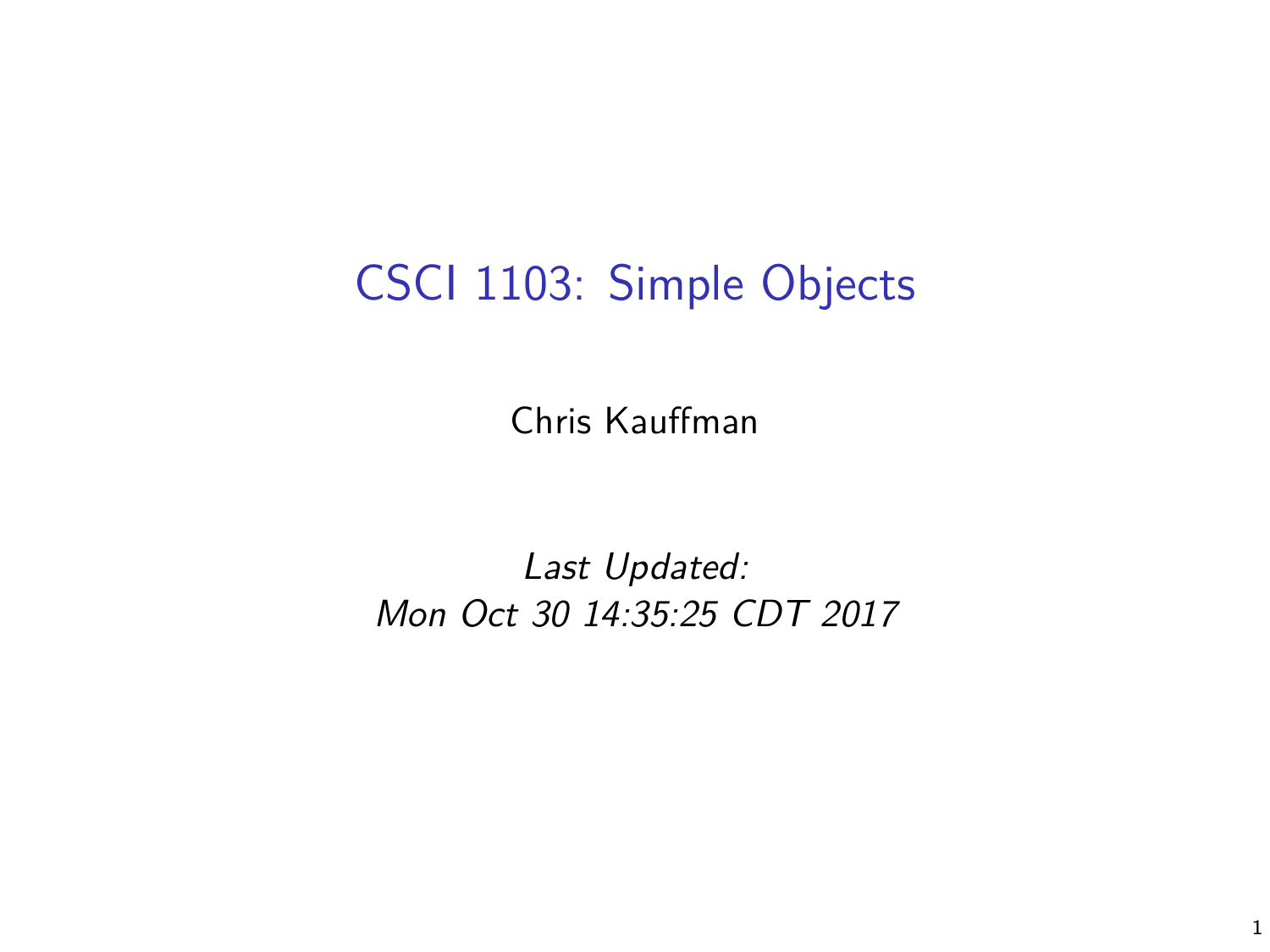# CSCI 1103: Simple Objects

Chris Kauffman

*Last Updated:*
*Mon Oct 30 14:35:25 CDT 2017*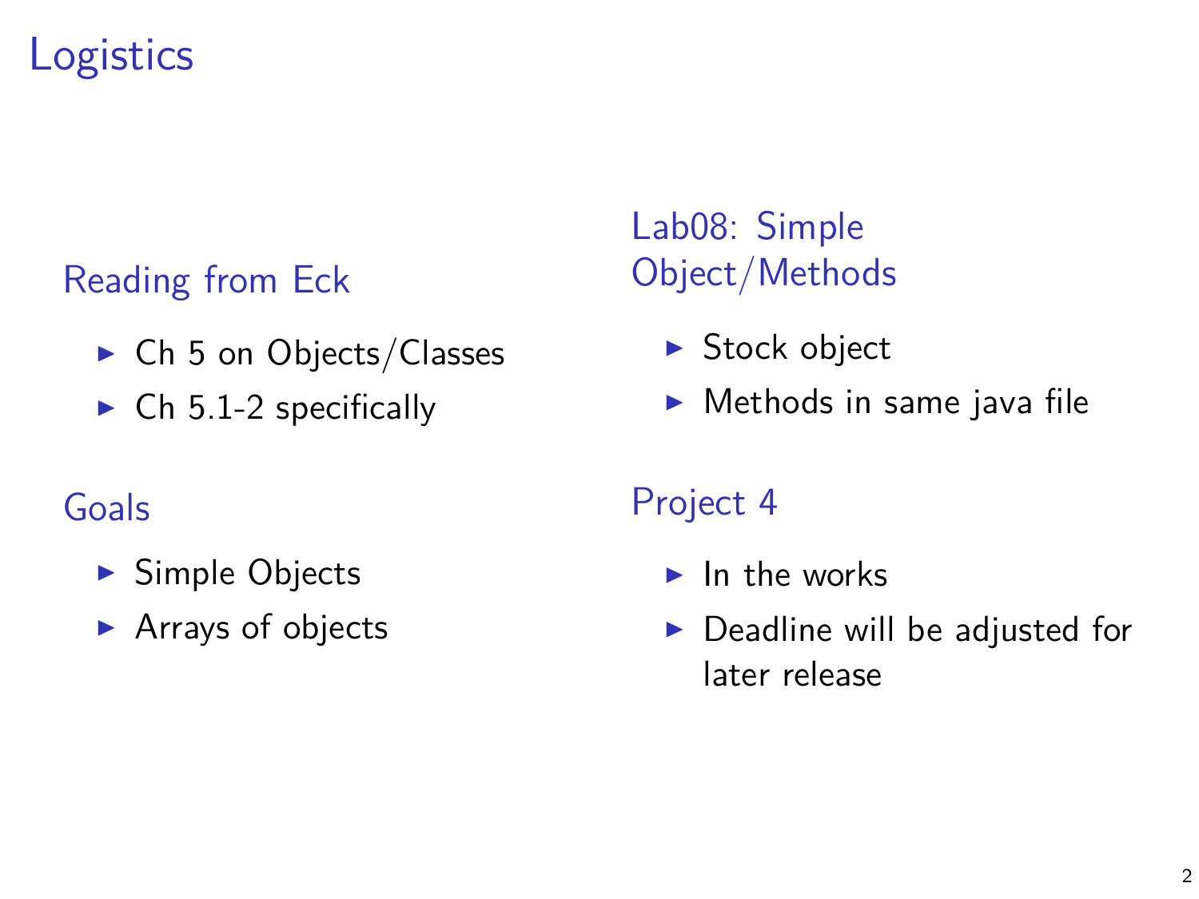# Logistics

## Reading from Eck

- Ch 5 on Objects/Classes
- Ch 5.1-2 specifically

## Goals

- Simple Objects
- Arrays of objects

## Lab08: Simple Object/Methods

- Stock object
- Methods in same java file

## Project 4

- In the works
- Deadline will be adjusted for later release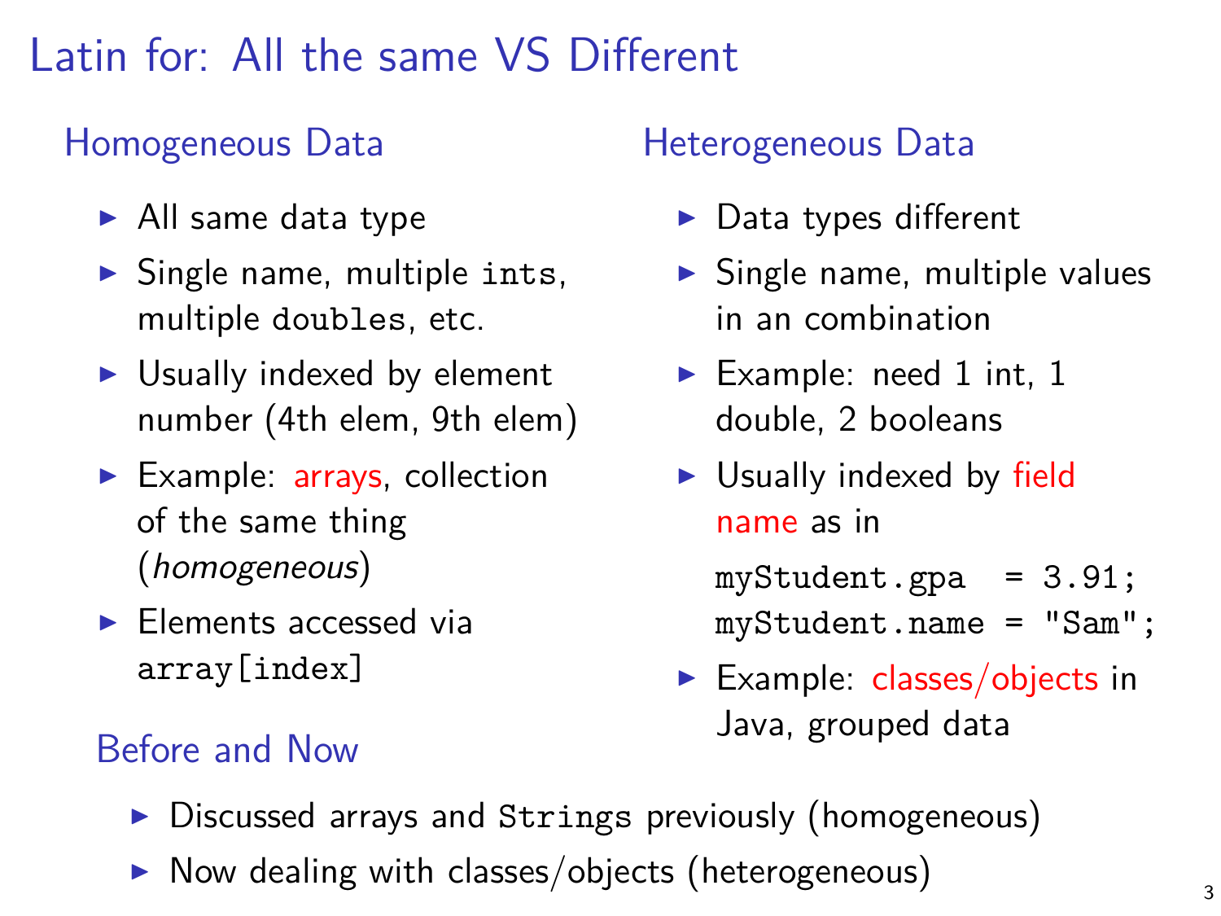# Latin for: All the same VS Different

## Homogeneous Data

- All same data type
- Single name, multiple `ints`, multiple `doubles`, etc.
- Usually indexed by element number (4th elem, 9th elem)
- Example: arrays, collection of the same thing (*homogeneous*)
- Elements accessed via `array[index]`

## Heterogeneous Data

- Data types different
- Single name, multiple values in an combination
- Example: need 1 int, 1 double, 2 booleans
- Usually indexed by field name as in

```
myStudent.gpa  = 3.91;
myStudent.name = "Sam";
```

- Example: classes/objects in Java, grouped data

## Before and Now

- Discussed arrays and `Strings` previously (homogeneous)
- Now dealing with classes/objects (heterogeneous)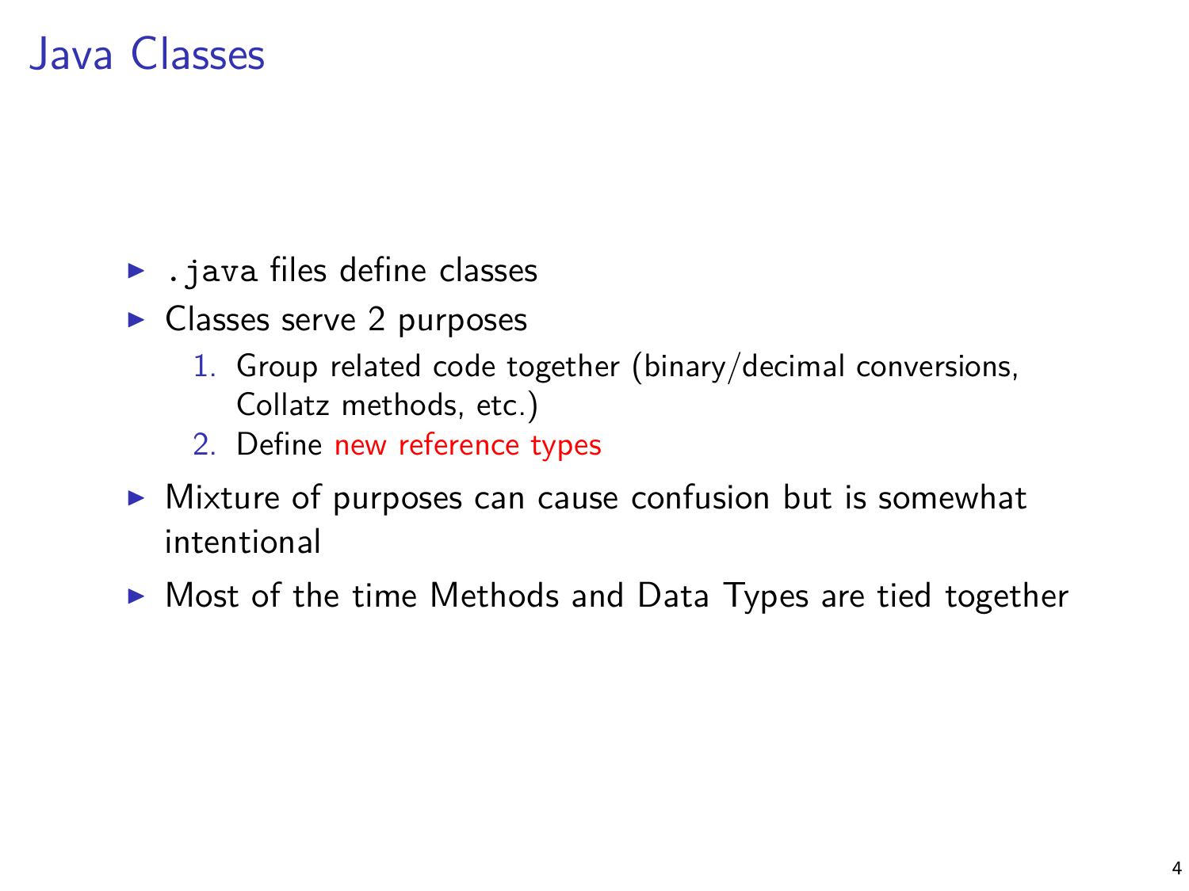# Java Classes

- `.java` files define classes
- Classes serve 2 purposes
  1. Group related code together (binary/decimal conversions, Collatz methods, etc.)
  2. Define new reference types
- Mixture of purposes can cause confusion but is somewhat intentional
- Most of the time Methods and Data Types are tied together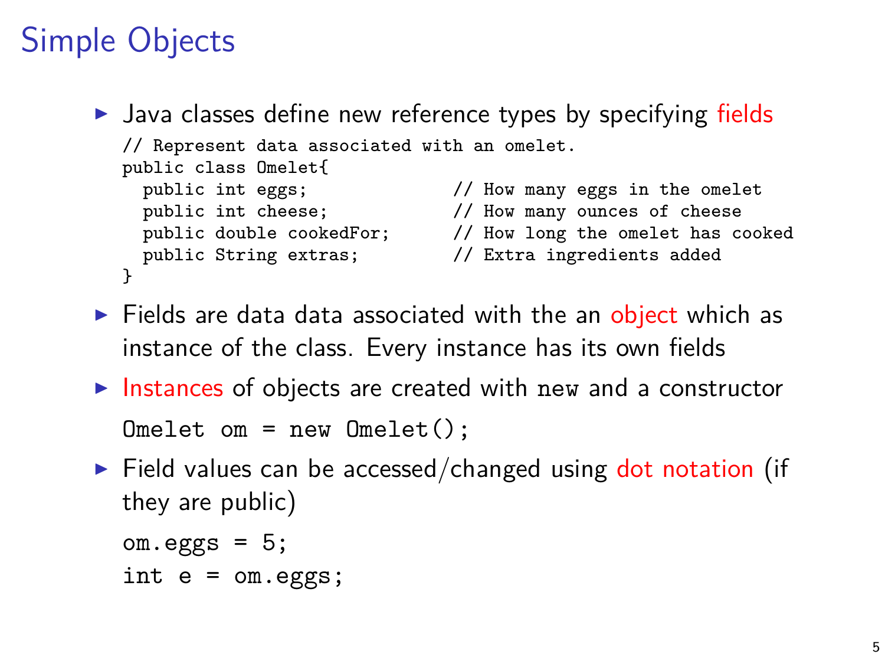# Simple Objects

- Java classes define new reference types by specifying fields

```
// Represent data associated with an omelet.
public class Omelet{
  public int eggs;              // How many eggs in the omelet
  public int cheese;            // How many ounces of cheese
  public double cookedFor;      // How long the omelet has cooked
  public String extras;         // Extra ingredients added
}
```

- Fields are data data associated with the an object which as instance of the class. Every instance has its own fields
- Instances of objects are created with `new` and a constructor

```
Omelet om = new Omelet();
```

- Field values can be accessed/changed using dot notation (if they are public)

```
om.eggs = 5;
int e = om.eggs;
```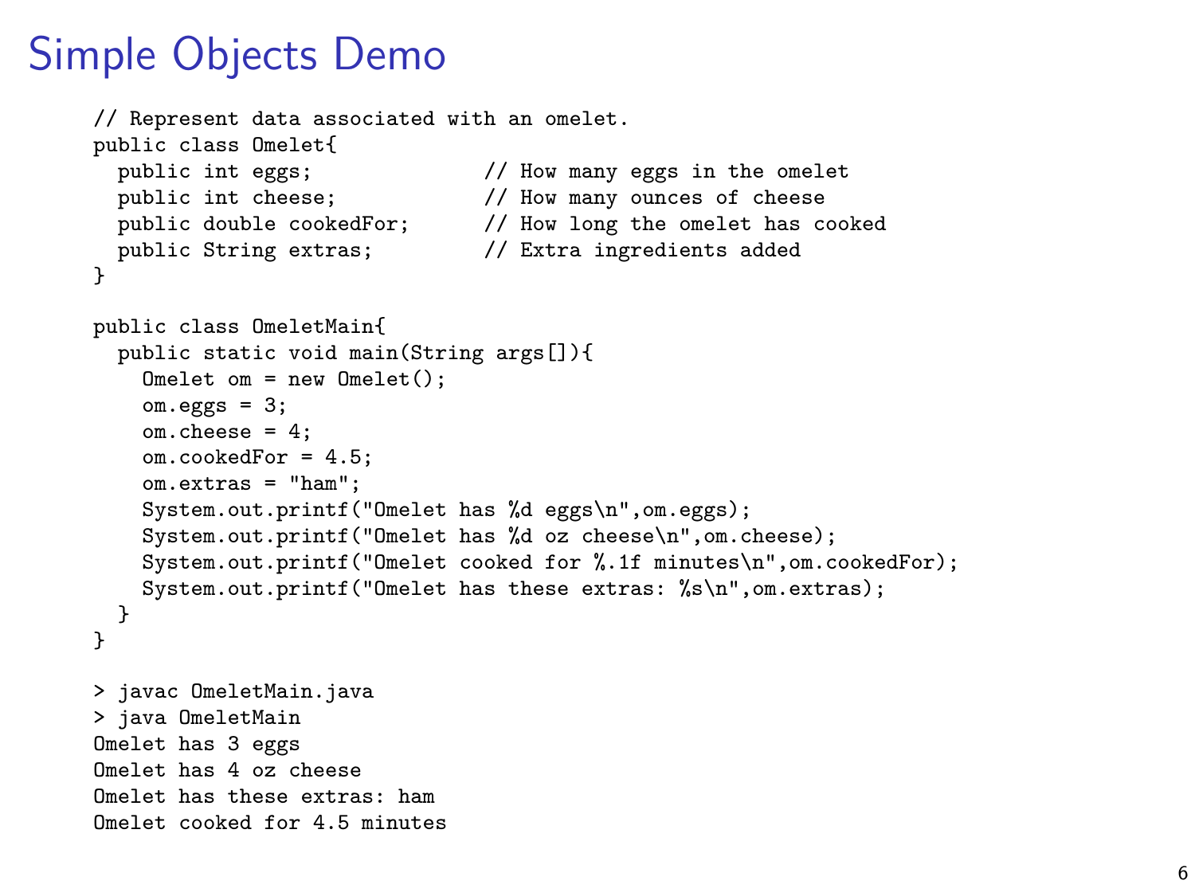# Simple Objects Demo

```
// Represent data associated with an omelet.
public class Omelet{
  public int eggs;              // How many eggs in the omelet
  public int cheese;            // How many ounces of cheese
  public double cookedFor;      // How long the omelet has cooked
  public String extras;         // Extra ingredients added
}

public class OmeletMain{
  public static void main(String args[]){
    Omelet om = new Omelet();
    om.eggs = 3;
    om.cheese = 4;
    om.cookedFor = 4.5;
    om.extras = "ham";
    System.out.printf("Omelet has %d eggs\n",om.eggs);
    System.out.printf("Omelet has %d oz cheese\n",om.cheese);
    System.out.printf("Omelet cooked for %.1f minutes\n",om.cookedFor);
    System.out.printf("Omelet has these extras: %s\n",om.extras);
  }
}

> javac OmeletMain.java
> java OmeletMain
Omelet has 3 eggs
Omelet has 4 oz cheese
Omelet has these extras: ham
Omelet cooked for 4.5 minutes
```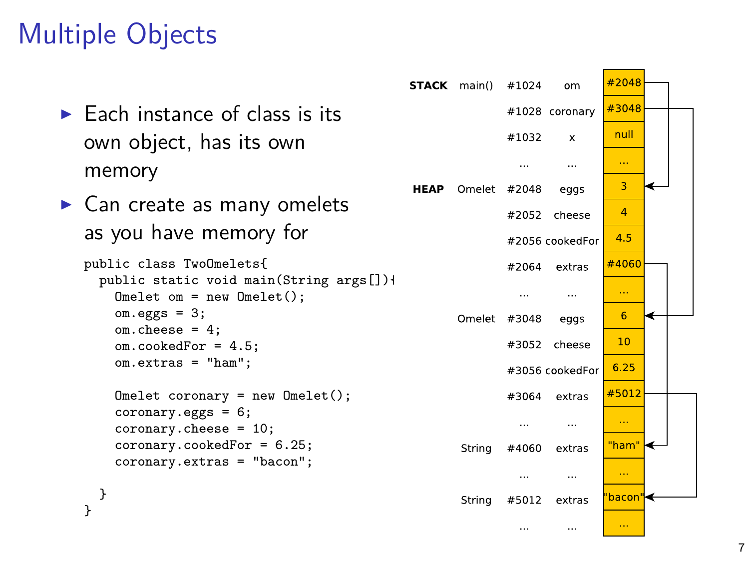# Multiple Objects

- Each instance of class is its own object, has its own memory
- Can create as many omelets as you have memory for

```
public class TwoOmelets{
  public static void main(String args[]){
    Omelet om = new Omelet();
    om.eggs = 3;
    om.cheese = 4;
    om.cookedFor = 4.5;
    om.extras = "ham";

    Omelet coronary = new Omelet();
    coronary.eggs = 6;
    coronary.cheese = 10;
    coronary.cookedFor = 6.25;
    coronary.extras = "bacon";

  }
}
```

| | | Address | Name | Value |
|---|---|---|---|---|
| **STACK** | main() | #1024 | om | #2048 |
| | | #1028 | coronary | #3048 |
| | | #1032 | x | null |
| | | ... | ... | ... |
| **HEAP** | Omelet | #2048 | eggs | 3 |
| | | #2052 | cheese | 4 |
| | | #2056 | cookedFor | 4.5 |
| | | #2064 | extras | #4060 |
| | | ... | ... | ... |
| | Omelet | #3048 | eggs | 6 |
| | | #3052 | cheese | 10 |
| | | #3056 | cookedFor | 6.25 |
| | | #3064 | extras | #5012 |
| | | ... | ... | ... |
| | String | #4060 | extras | "ham" |
| | | ... | ... | ... |
| | String | #5012 | extras | "bacon" |
| | | ... | ... | ... |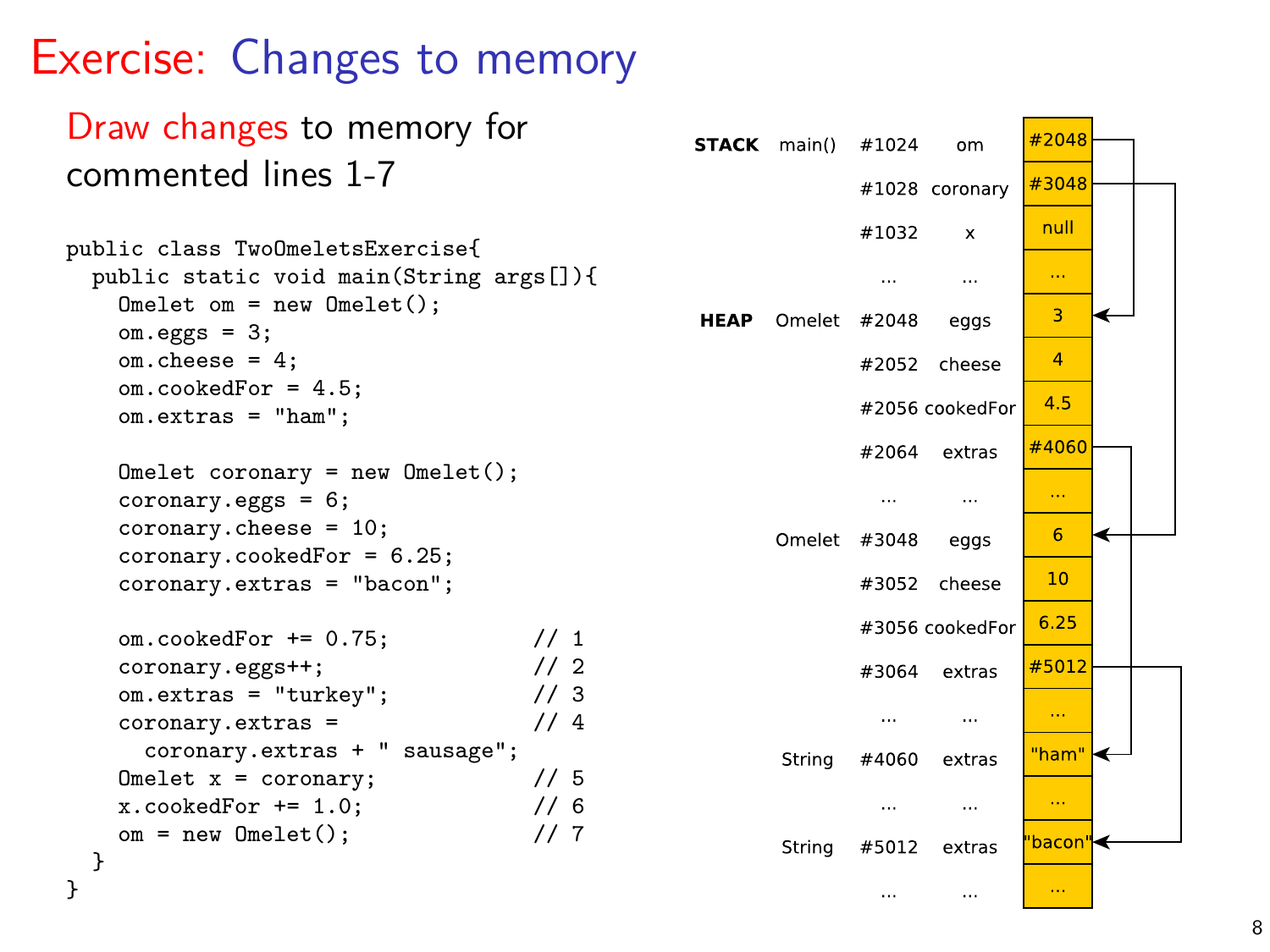# Exercise: Changes to memory

Draw changes to memory for commented lines 1-7

```
public class TwoOmeletsExercise{
  public static void main(String args[]){
    Omelet om = new Omelet();
    om.eggs = 3;
    om.cheese = 4;
    om.cookedFor = 4.5;
    om.extras = "ham";

    Omelet coronary = new Omelet();
    coronary.eggs = 6;
    coronary.cheese = 10;
    coronary.cookedFor = 6.25;
    coronary.extras = "bacon";

    om.cookedFor += 0.75;           // 1
    coronary.eggs++;                // 2
    om.extras = "turkey";           // 3
    coronary.extras =               // 4
      coronary.extras + " sausage";
    Omelet x = coronary;            // 5
    x.cookedFor += 1.0;             // 6
    om = new Omelet();              // 7
  }
}
```

| Area | Frame/Type | Address | Name | Value |
|---|---|---|---|---|
| STACK | main() | #1024 | om | #2048 |
| | | #1028 | coronary | #3048 |
| | | #1032 | x | null |
| | | ... | ... | ... |
| HEAP | Omelet | #2048 | eggs | 3 |
| | | #2052 | cheese | 4 |
| | | #2056 | cookedFor | 4.5 |
| | | #2064 | extras | #4060 |
| | | ... | ... | ... |
| | Omelet | #3048 | eggs | 6 |
| | | #3052 | cheese | 10 |
| | | #3056 | cookedFor | 6.25 |
| | | #3064 | extras | #5012 |
| | | ... | ... | ... |
| | String | #4060 | extras | "ham" |
| | | ... | ... | ... |
| | String | #5012 | extras | "bacon" |
| | | ... | ... | ... |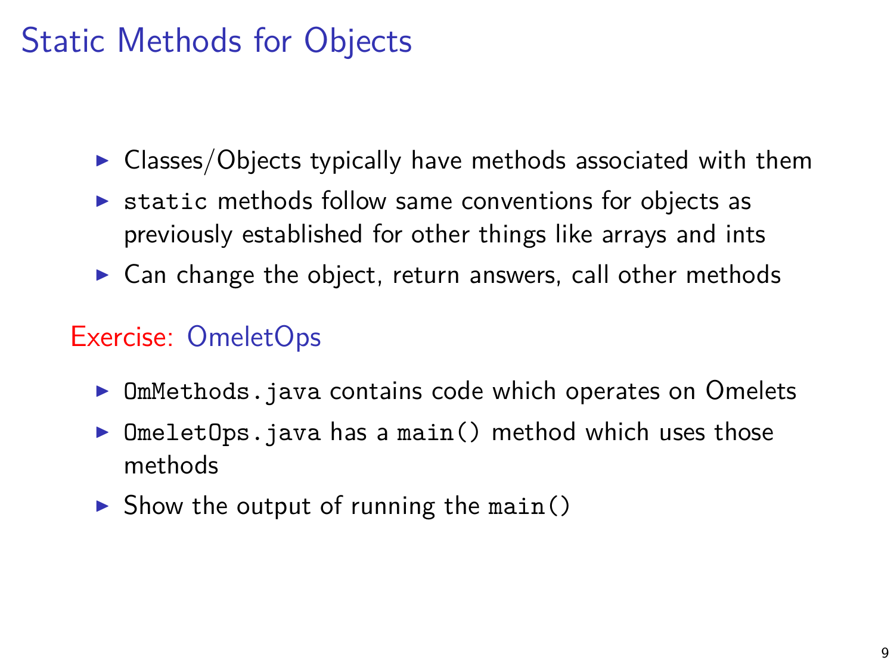# Static Methods for Objects

- Classes/Objects typically have methods associated with them
- `static` methods follow same conventions for objects as previously established for other things like arrays and ints
- Can change the object, return answers, call other methods

## Exercise: OmeletOps

- `OmMethods.java` contains code which operates on Omelets
- `OmeletOps.java` has a `main()` method which uses those methods
- Show the output of running the `main()`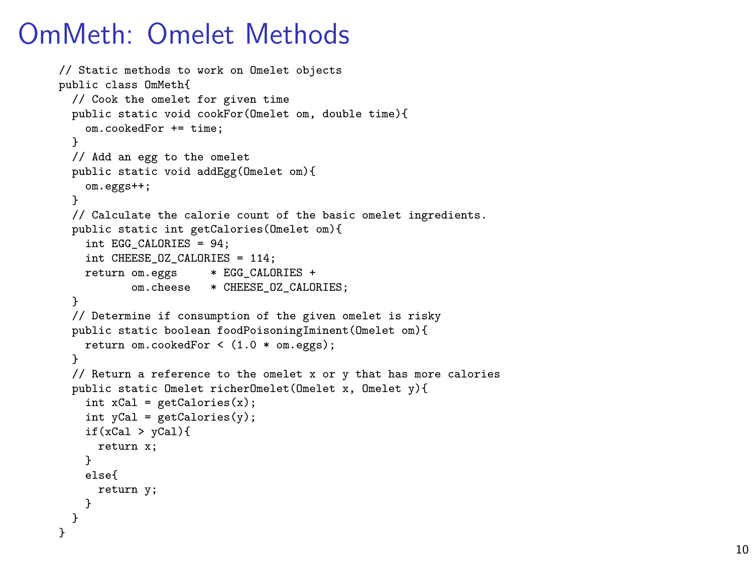# OmMeth: Omelet Methods

```
// Static methods to work on Omelet objects
public class OmMeth{
  // Cook the omelet for given time
  public static void cookFor(Omelet om, double time){
    om.cookedFor += time;
  }
  // Add an egg to the omelet
  public static void addEgg(Omelet om){
    om.eggs++;
  }
  // Calculate the calorie count of the basic omelet ingredients.
  public static int getCalories(Omelet om){
    int EGG_CALORIES = 94;
    int CHEESE_OZ_CALORIES = 114;
    return om.eggs     * EGG_CALORIES +
           om.cheese   * CHEESE_OZ_CALORIES;
  }
  // Determine if consumption of the given omelet is risky
  public static boolean foodPoisoningIminent(Omelet om){
    return om.cookedFor < (1.0 * om.eggs);
  }
  // Return a reference to the omelet x or y that has more calories
  public static Omelet richerOmelet(Omelet x, Omelet y){
    int xCal = getCalories(x);
    int yCal = getCalories(y);
    if(xCal > yCal){
      return x;
    }
    else{
      return y;
    }
  }
}
```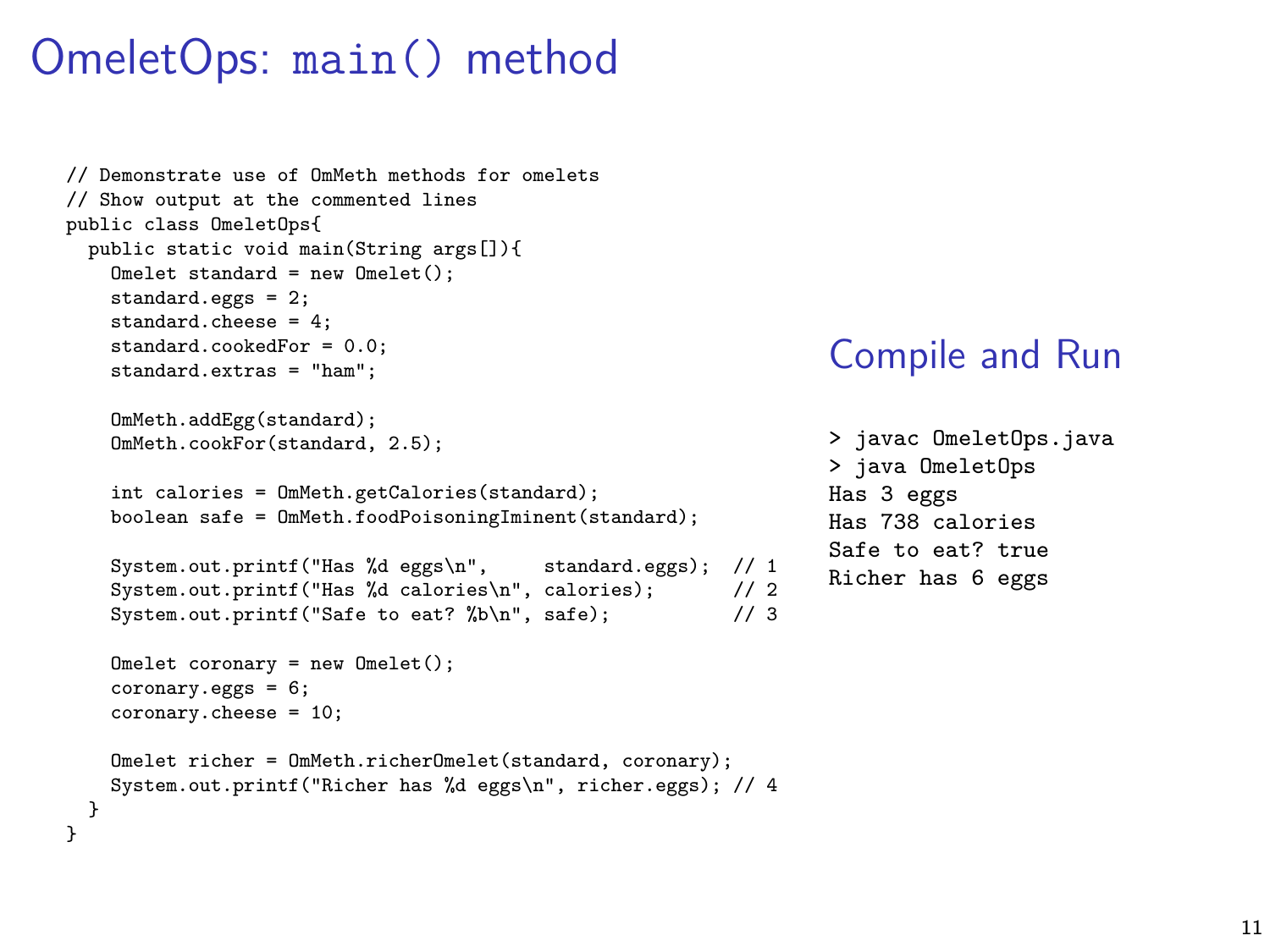# OmeletOps: `main()` method

```java
// Demonstrate use of OmMeth methods for omelets
// Show output at the commented lines
public class OmeletOps{
  public static void main(String args[]){
    Omelet standard = new Omelet();
    standard.eggs = 2;
    standard.cheese = 4;
    standard.cookedFor = 0.0;
    standard.extras = "ham";

    OmMeth.addEgg(standard);
    OmMeth.cookFor(standard, 2.5);

    int calories = OmMeth.getCalories(standard);
    boolean safe = OmMeth.foodPoisoningIminent(standard);

    System.out.printf("Has %d eggs\n",     standard.eggs);  // 1
    System.out.printf("Has %d calories\n", calories);       // 2
    System.out.printf("Safe to eat? %b\n", safe);           // 3

    Omelet coronary = new Omelet();
    coronary.eggs = 6;
    coronary.cheese = 10;

    Omelet richer = OmMeth.richerOmelet(standard, coronary);
    System.out.printf("Richer has %d eggs\n", richer.eggs); // 4
  }
}
```

## Compile and Run

```
> javac OmeletOps.java
> java OmeletOps
Has 3 eggs
Has 738 calories
Safe to eat? true
Richer has 6 eggs
```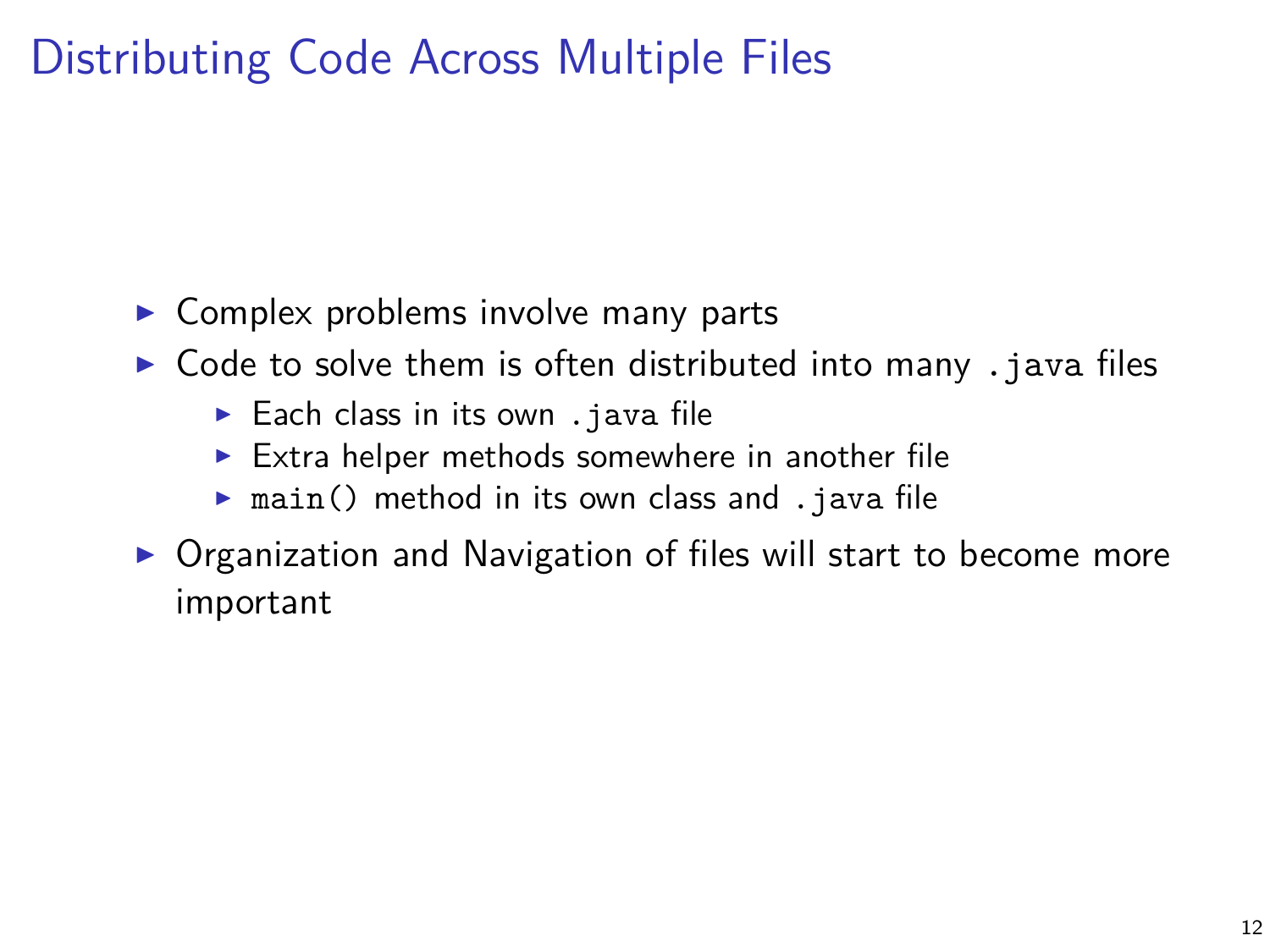# Distributing Code Across Multiple Files

- Complex problems involve many parts
- Code to solve them is often distributed into many `.java` files
  - Each class in its own `.java` file
  - Extra helper methods somewhere in another file
  - `main()` method in its own class and `.java` file
- Organization and Navigation of files will start to become more important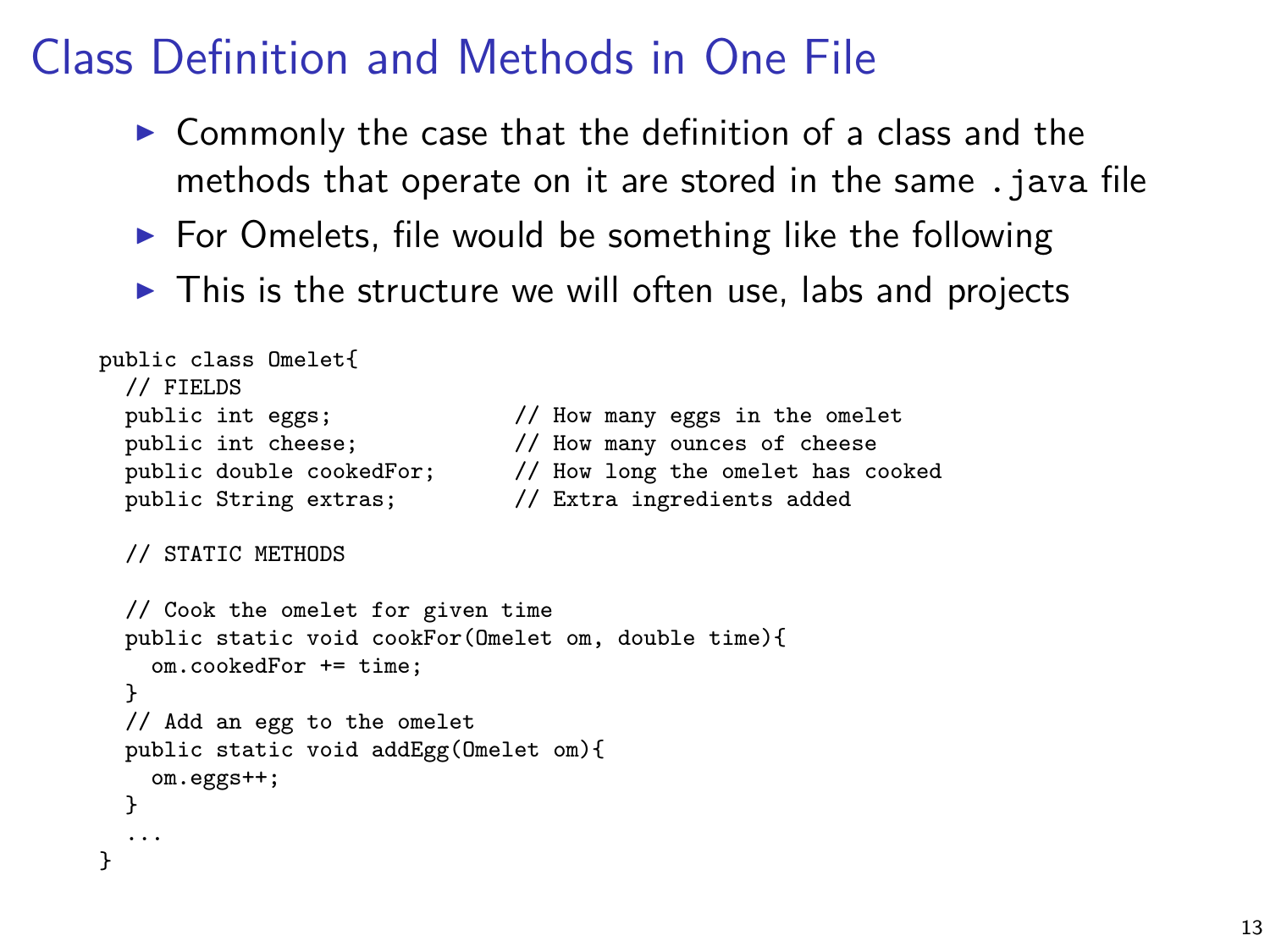# Class Definition and Methods in One File

- Commonly the case that the definition of a class and the methods that operate on it are stored in the same `.java` file
- For Omelets, file would be something like the following
- This is the structure we will often use, labs and projects

```
public class Omelet{
  // FIELDS
  public int eggs;              // How many eggs in the omelet
  public int cheese;            // How many ounces of cheese
  public double cookedFor;      // How long the omelet has cooked
  public String extras;         // Extra ingredients added

  // STATIC METHODS

  // Cook the omelet for given time
  public static void cookFor(Omelet om, double time){
    om.cookedFor += time;
  }
  // Add an egg to the omelet
  public static void addEgg(Omelet om){
    om.eggs++;
  }
  ...
}
```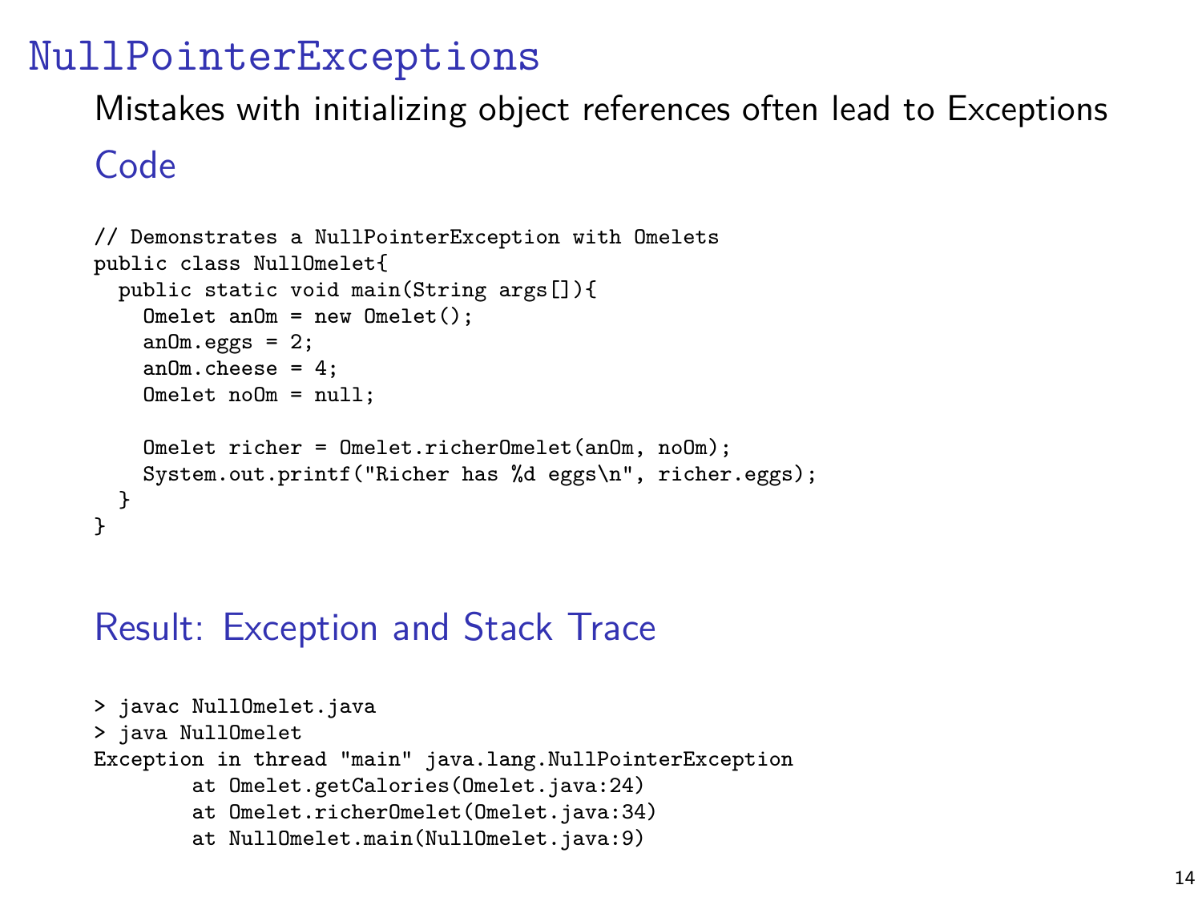# NullPointerExceptions

Mistakes with initializing object references often lead to Exceptions

## Code

```
// Demonstrates a NullPointerException with Omelets
public class NullOmelet{
  public static void main(String args[]){
    Omelet anOm = new Omelet();
    anOm.eggs = 2;
    anOm.cheese = 4;
    Omelet noOm = null;

    Omelet richer = Omelet.richerOmelet(anOm, noOm);
    System.out.printf("Richer has %d eggs\n", richer.eggs);
  }
}
```

## Result: Exception and Stack Trace

```
> javac NullOmelet.java
> java NullOmelet
Exception in thread "main" java.lang.NullPointerException
        at Omelet.getCalories(Omelet.java:24)
        at Omelet.richerOmelet(Omelet.java:34)
        at NullOmelet.main(NullOmelet.java:9)
```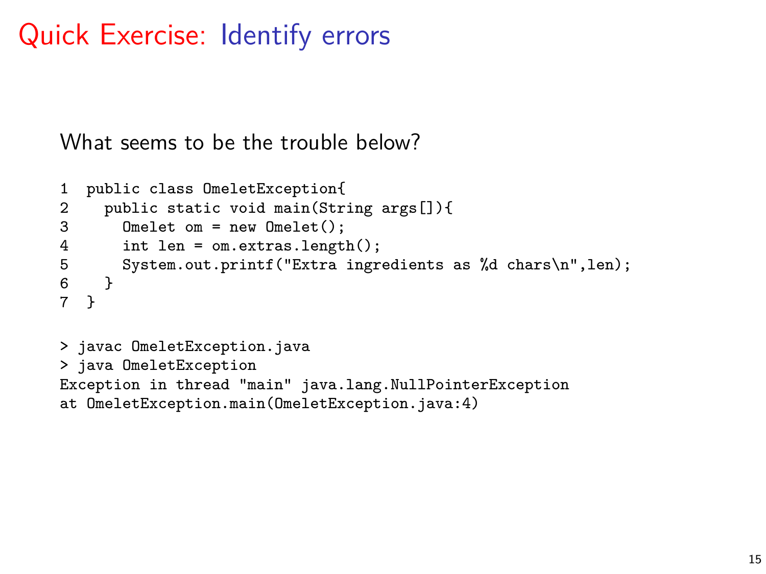# Quick Exercise: Identify errors

What seems to be the trouble below?

```
1  public class OmeletException{
2    public static void main(String args[]){
3      Omelet om = new Omelet();
4      int len = om.extras.length();
5      System.out.printf("Extra ingredients as %d chars\n",len);
6    }
7  }
```

```
> javac OmeletException.java
> java OmeletException
Exception in thread "main" java.lang.NullPointerException
at OmeletException.main(OmeletException.java:4)
```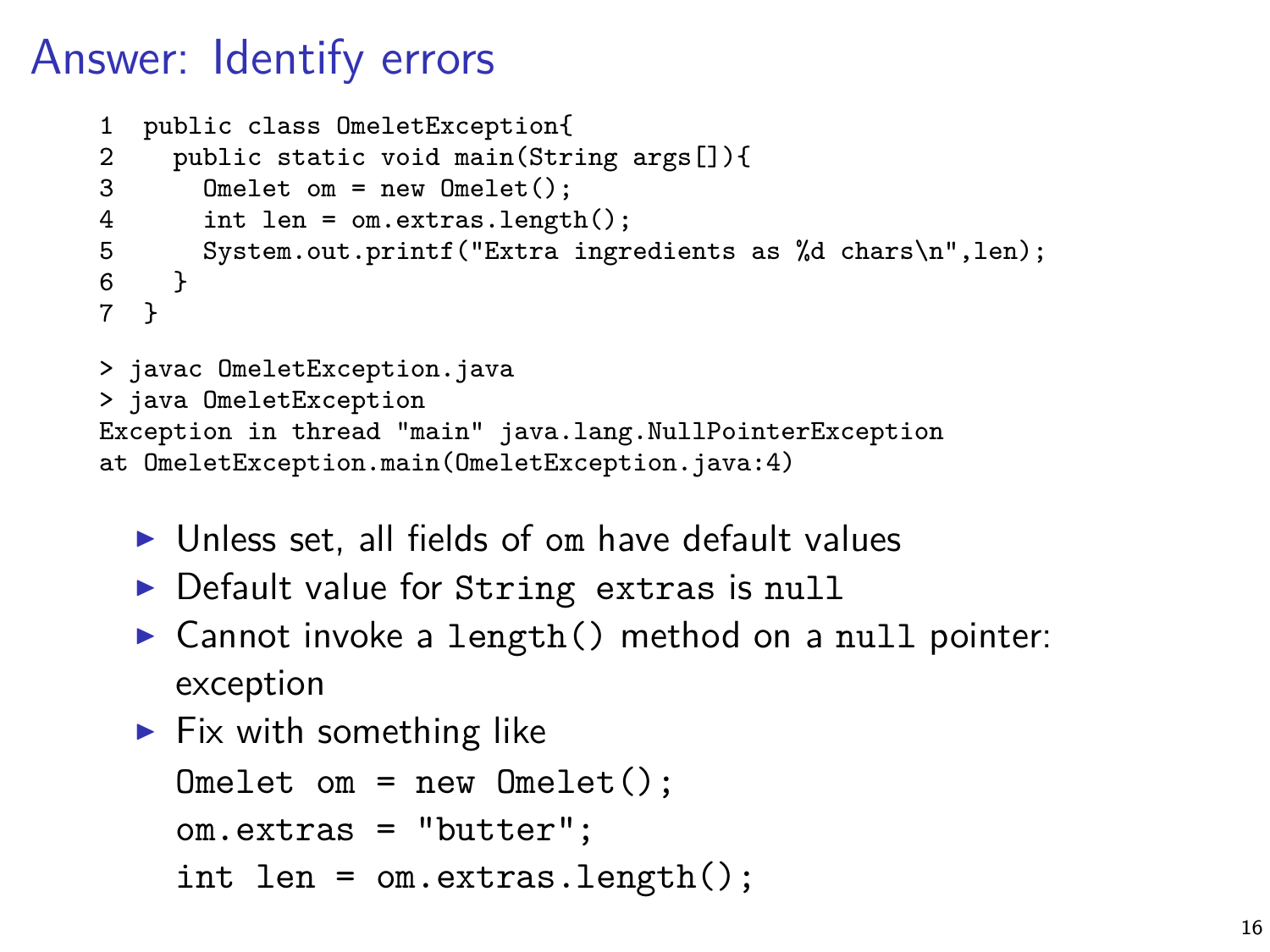# Answer: Identify errors

```
1  public class OmeletException{
2    public static void main(String args[]){
3      Omelet om = new Omelet();
4      int len = om.extras.length();
5      System.out.printf("Extra ingredients as %d chars\n",len);
6    }
7  }
```

```
> javac OmeletException.java
> java OmeletException
Exception in thread "main" java.lang.NullPointerException
at OmeletException.main(OmeletException.java:4)
```

- Unless set, all fields of om have default values
- Default value for `String extras` is `null`
- Cannot invoke a `length()` method on a `null` pointer: exception
- Fix with something like

```
Omelet om = new Omelet();
om.extras = "butter";
int len = om.extras.length();
```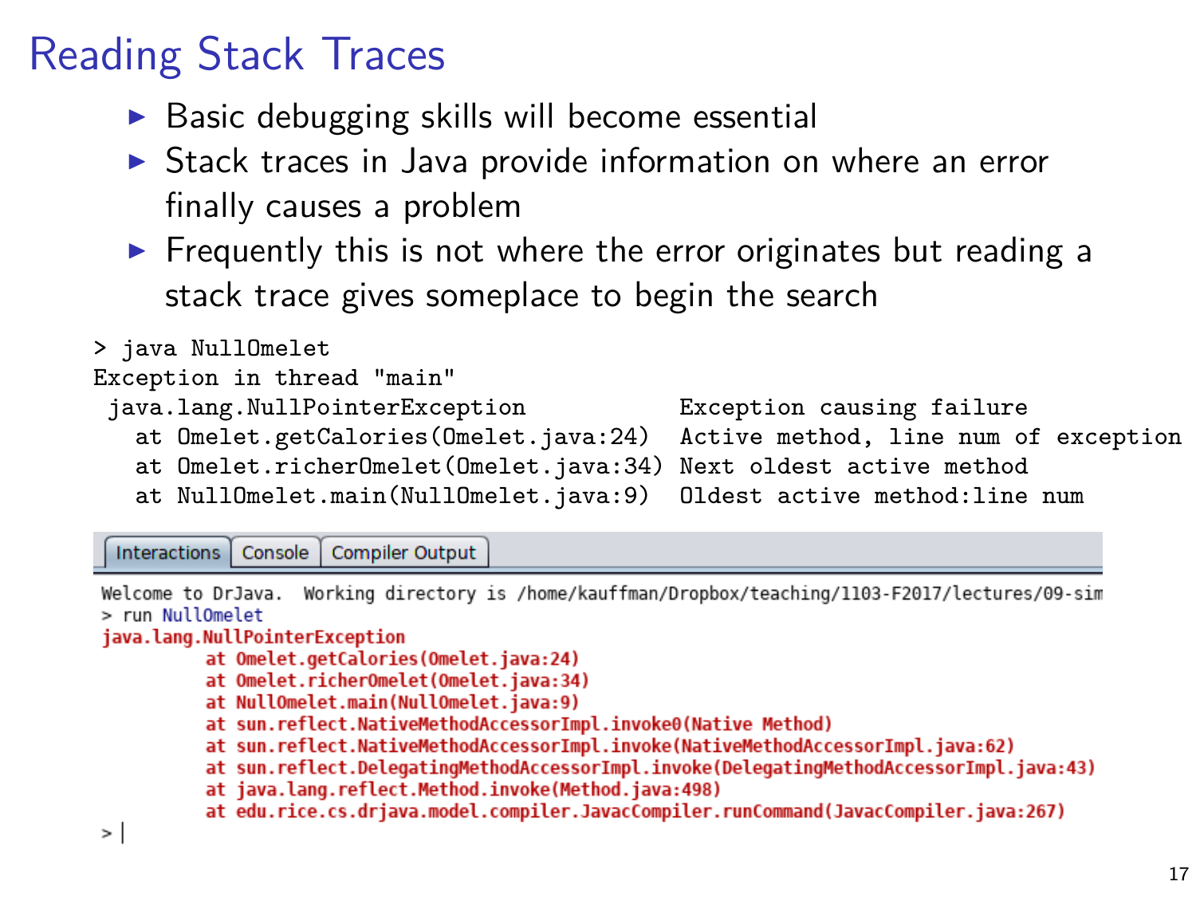# Reading Stack Traces

- Basic debugging skills will become essential
- Stack traces in Java provide information on where an error finally causes a problem
- Frequently this is not where the error originates but reading a stack trace gives someplace to begin the search

```
> java NullOmelet
Exception in thread "main"
 java.lang.NullPointerException             Exception causing failure
   at Omelet.getCalories(Omelet.java:24)    Active method, line num of exception
   at Omelet.richerOmelet(Omelet.java:34)   Next oldest active method
   at NullOmelet.main(NullOmelet.java:9)    Oldest active method:line num
```

```
Interactions | Console | Compiler Output

Welcome to DrJava.  Working directory is /home/kauffman/Dropbox/teaching/1103-F2017/lectures/09-sim
> run NullOmelet
java.lang.NullPointerException
	at Omelet.getCalories(Omelet.java:24)
	at Omelet.richerOmelet(Omelet.java:34)
	at NullOmelet.main(NullOmelet.java:9)
	at sun.reflect.NativeMethodAccessorImpl.invoke0(Native Method)
	at sun.reflect.NativeMethodAccessorImpl.invoke(NativeMethodAccessorImpl.java:62)
	at sun.reflect.DelegatingMethodAccessorImpl.invoke(DelegatingMethodAccessorImpl.java:43)
	at java.lang.reflect.Method.invoke(Method.java:498)
	at edu.rice.cs.drjava.model.compiler.JavacCompiler.runCommand(JavacCompiler.java:267)
> |
```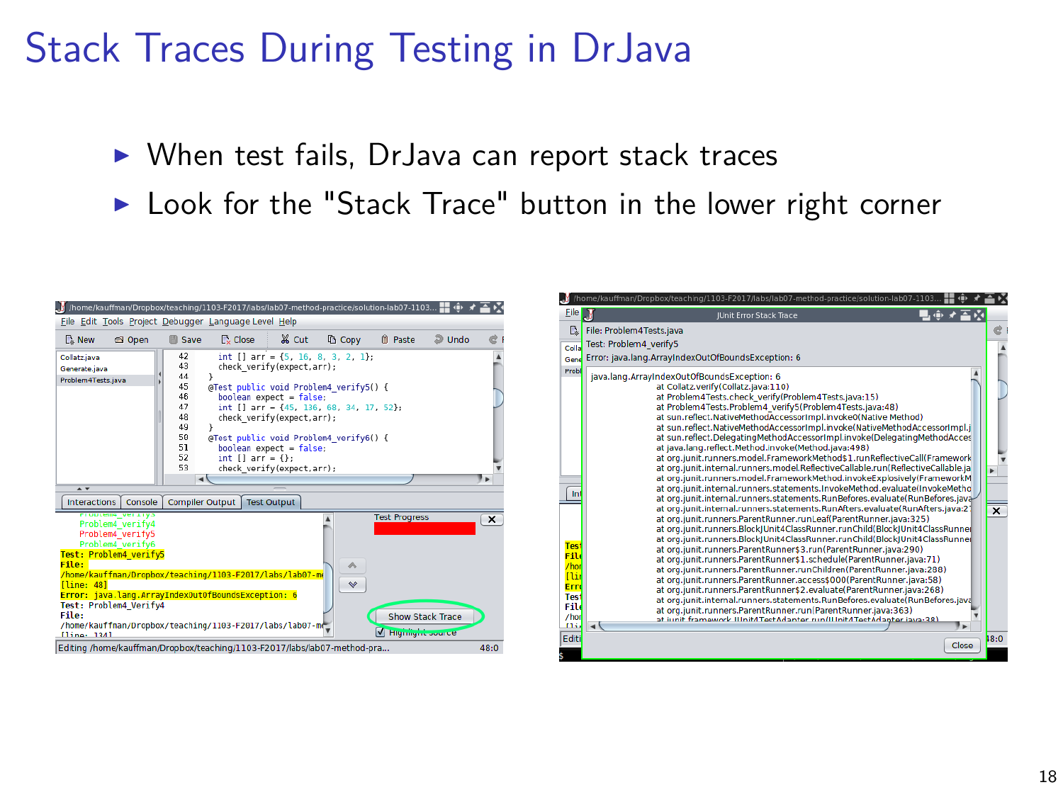# Stack Traces During Testing in DrJava

- When test fails, DrJava can report stack traces
- Look for the "Stack Trace" button in the lower right corner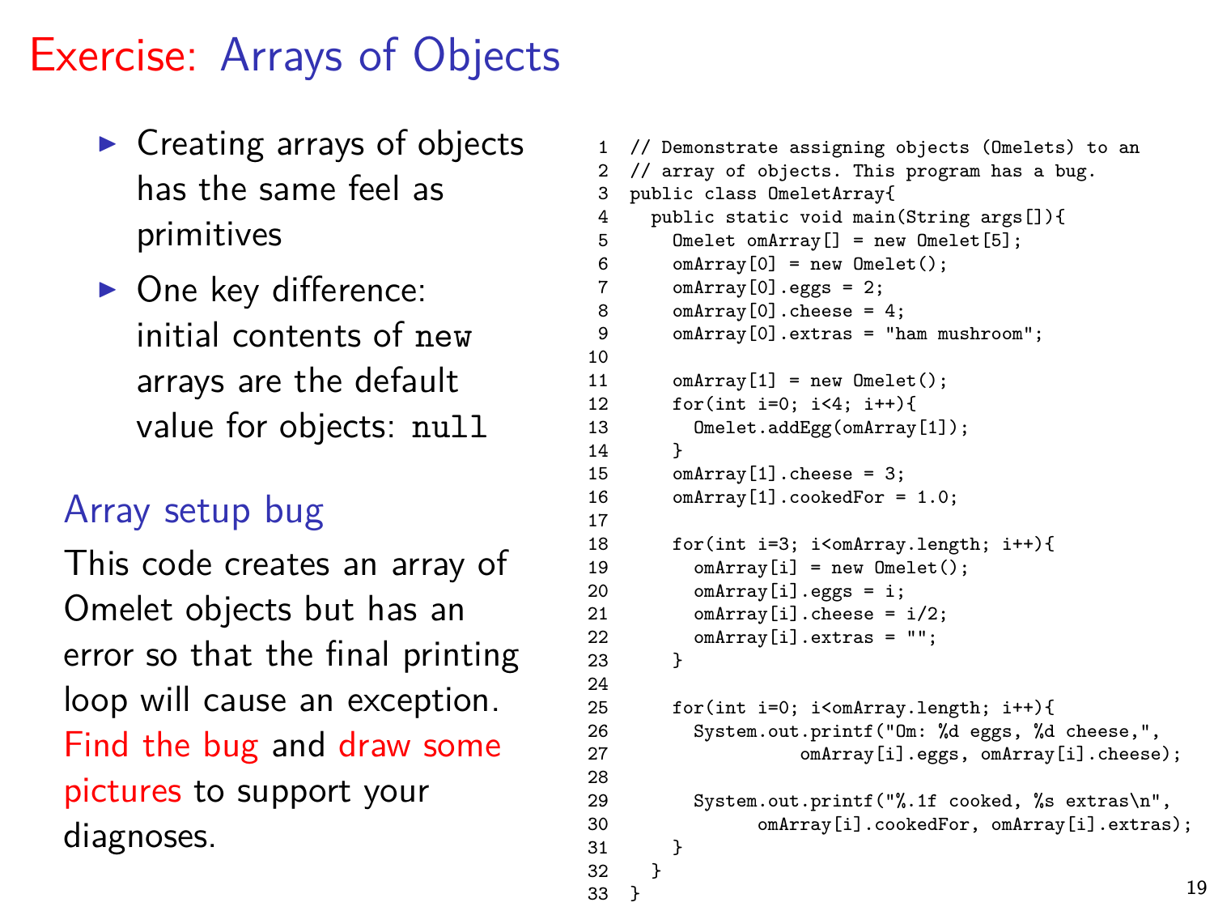# Exercise: Arrays of Objects

- Creating arrays of objects has the same feel as primitives
- One key difference: initial contents of `new` arrays are the default value for objects: `null`

## Array setup bug

This code creates an array of Omelet objects but has an error so that the final printing loop will cause an exception. Find the bug and draw some pictures to support your diagnoses.

```
1  // Demonstrate assigning objects (Omelets) to an
2  // array of objects. This program has a bug.
3  public class OmeletArray{
4    public static void main(String args[]){
5      Omelet omArray[] = new Omelet[5];
6      omArray[0] = new Omelet();
7      omArray[0].eggs = 2;
8      omArray[0].cheese = 4;
9      omArray[0].extras = "ham mushroom";
10
11     omArray[1] = new Omelet();
12     for(int i=0; i<4; i++){
13       Omelet.addEgg(omArray[1]);
14     }
15     omArray[1].cheese = 3;
16     omArray[1].cookedFor = 1.0;
17
18     for(int i=3; i<omArray.length; i++){
19       omArray[i] = new Omelet();
20       omArray[i].eggs = i;
21       omArray[i].cheese = i/2;
22       omArray[i].extras = "";
23     }
24
25     for(int i=0; i<omArray.length; i++){
26       System.out.printf("Om: %d eggs, %d cheese,",
27                   omArray[i].eggs, omArray[i].cheese);
28
29       System.out.printf("%.1f cooked, %s extras\n",
30               omArray[i].cookedFor, omArray[i].extras);
31     }
32   }
33 }
```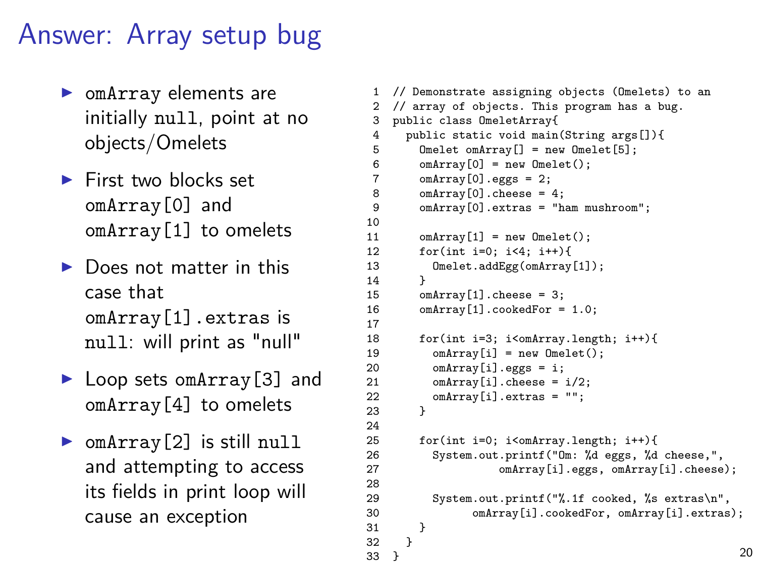# Answer: Array setup bug

- omArray elements are initially null, point at no objects/Omelets
- First two blocks set omArray[0] and omArray[1] to omelets
- Does not matter in this case that omArray[1].extras is null: will print as "null"
- Loop sets omArray[3] and omArray[4] to omelets
- omArray[2] is still null and attempting to access its fields in print loop will cause an exception

```
1   // Demonstrate assigning objects (Omelets) to an
2   // array of objects. This program has a bug.
3   public class OmeletArray{
4     public static void main(String args[]){
5       Omelet omArray[] = new Omelet[5];
6       omArray[0] = new Omelet();
7       omArray[0].eggs = 2;
8       omArray[0].cheese = 4;
9       omArray[0].extras = "ham mushroom";
10
11      omArray[1] = new Omelet();
12      for(int i=0; i<4; i++){
13        Omelet.addEgg(omArray[1]);
14      }
15      omArray[1].cheese = 3;
16      omArray[1].cookedFor = 1.0;
17
18      for(int i=3; i<omArray.length; i++){
19        omArray[i] = new Omelet();
20        omArray[i].eggs = i;
21        omArray[i].cheese = i/2;
22        omArray[i].extras = "";
23      }
24
25      for(int i=0; i<omArray.length; i++){
26        System.out.printf("Om: %d eggs, %d cheese,",
27                   omArray[i].eggs, omArray[i].cheese);
28
29        System.out.printf("%.1f cooked, %s extras\n",
30               omArray[i].cookedFor, omArray[i].extras);
31      }
32    }
33  }
```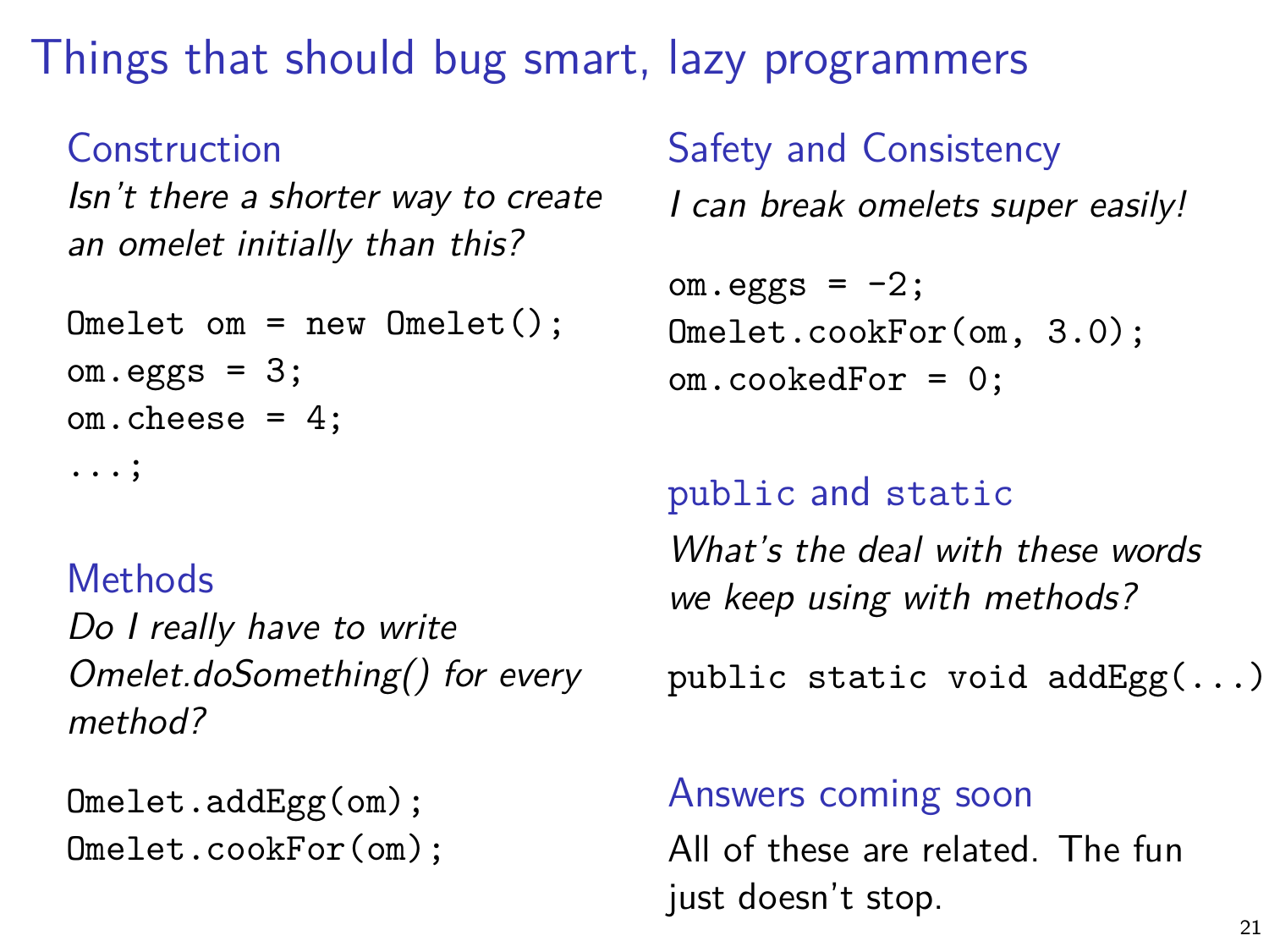# Things that should bug smart, lazy programmers

## Construction

*Isn't there a shorter way to create an omelet initially than this?*

```
Omelet om = new Omelet();
om.eggs = 3;
om.cheese = 4;
...;
```

## Methods

*Do I really have to write Omelet.doSomething() for every method?*

```
Omelet.addEgg(om);
Omelet.cookFor(om);
```

## Safety and Consistency

*I can break omelets super easily!*

```
om.eggs = -2;
Omelet.cookFor(om, 3.0);
om.cookedFor = 0;
```

## `public` and `static`

*What's the deal with these words we keep using with methods?*

```
public static void addEgg(...)
```

## Answers coming soon

All of these are related. The fun just doesn't stop.